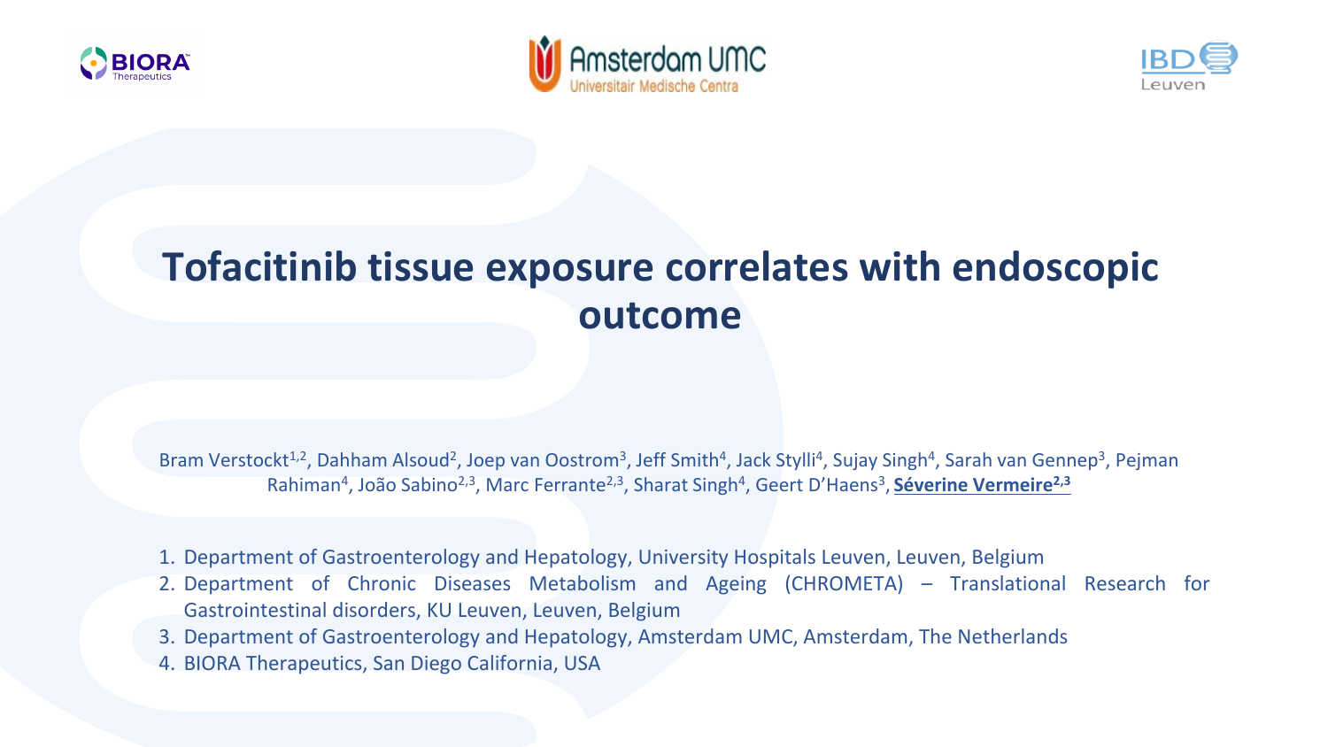# Tofacitinib tissue exposure correlates with endoscopic outcome

Bram Verstockt[1,2], Dahham Alsoud[2], Joep van Oostrom[3], Jeff Smith[4], Jack Stylli[4], Sujay Singh[4], Sarah van Gennep[3], Pejman Rahiman[4], João Sabino[2,3], Marc Ferrante[2,3], Sharat Singh[4], Geert D'Haens[3], **Séverine Vermeire[2,3]**

1. Department of Gastroenterology and Hepatology, University Hospitals Leuven, Leuven, Belgium
2. Department of Chronic Diseases Metabolism and Ageing (CHROMETA) – Translational Research for Gastrointestinal disorders, KU Leuven, Leuven, Belgium
3. Department of Gastroenterology and Hepatology, Amsterdam UMC, Amsterdam, The Netherlands
4. BIORA Therapeutics, San Diego California, USA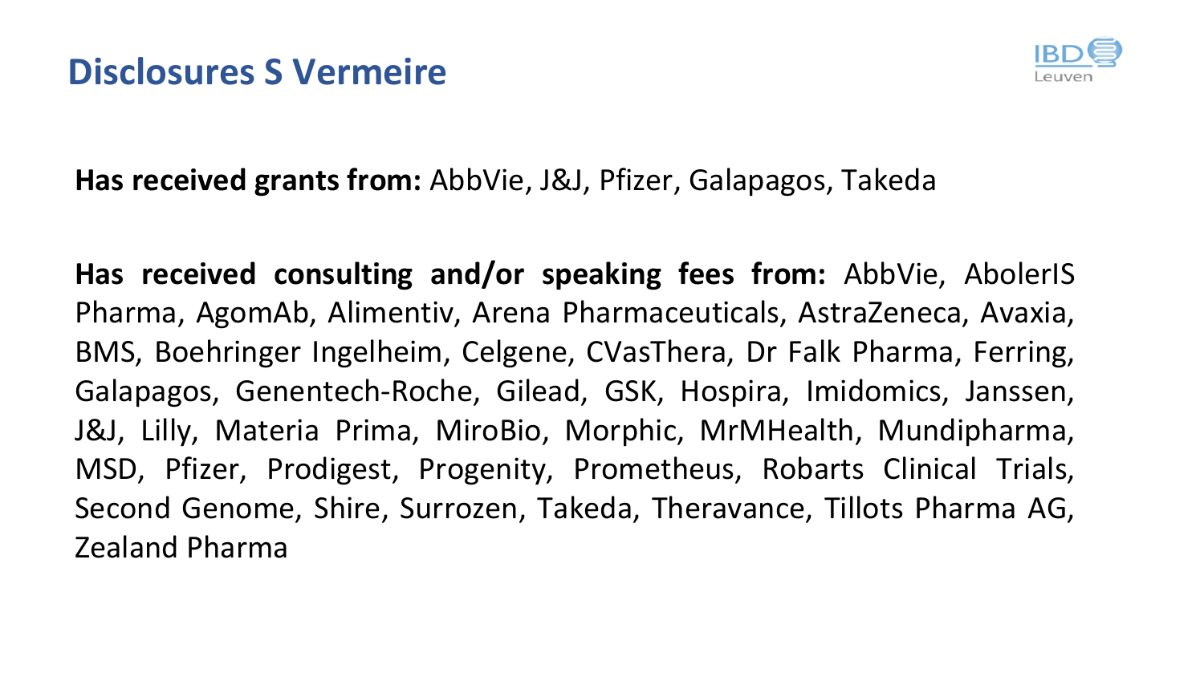# Disclosures S Vermeire

**Has received grants from:** AbbVie, J&J, Pfizer, Galapagos, Takeda

**Has received consulting and/or speaking fees from:** AbbVie, AbolerIS Pharma, AgomAb, Alimentiv, Arena Pharmaceuticals, AstraZeneca, Avaxia, BMS, Boehringer Ingelheim, Celgene, CVasThera, Dr Falk Pharma, Ferring, Galapagos, Genentech-Roche, Gilead, GSK, Hospira, Imidomics, Janssen, J&J, Lilly, Materia Prima, MiroBio, Morphic, MrMHealth, Mundipharma, MSD, Pfizer, Prodigest, Progenity, Prometheus, Robarts Clinical Trials, Second Genome, Shire, Surrozen, Takeda, Theravance, Tillots Pharma AG, Zealand Pharma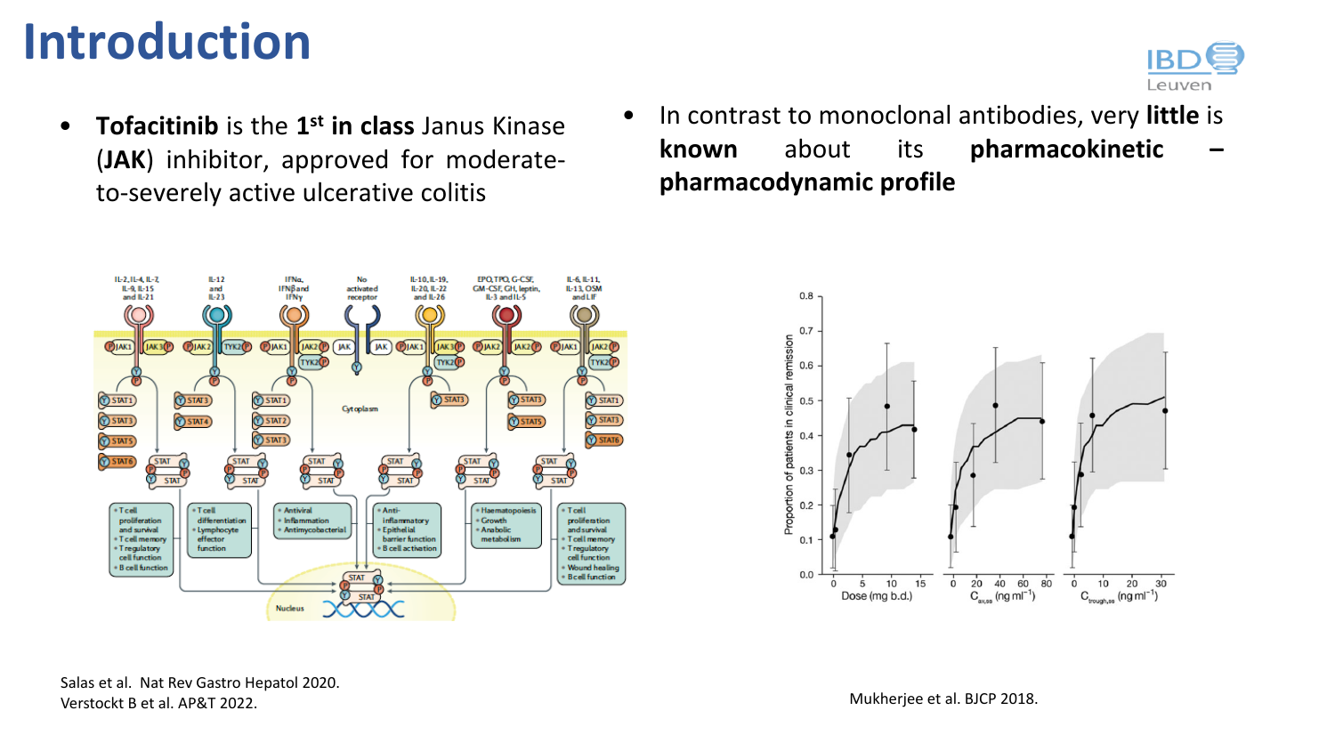# Introduction

- **Tofacitinib** is the **1st in class** Janus Kinase (**JAK**) inhibitor, approved for moderate-to-severely active ulcerative colitis

- In contrast to monoclonal antibodies, very **little** is **known** about its **pharmacokinetic – pharmacodynamic profile**

Salas et al. Nat Rev Gastro Hepatol 2020.
Verstockt B et al. AP&T 2022.

Mukherjee et al. BJCP 2018.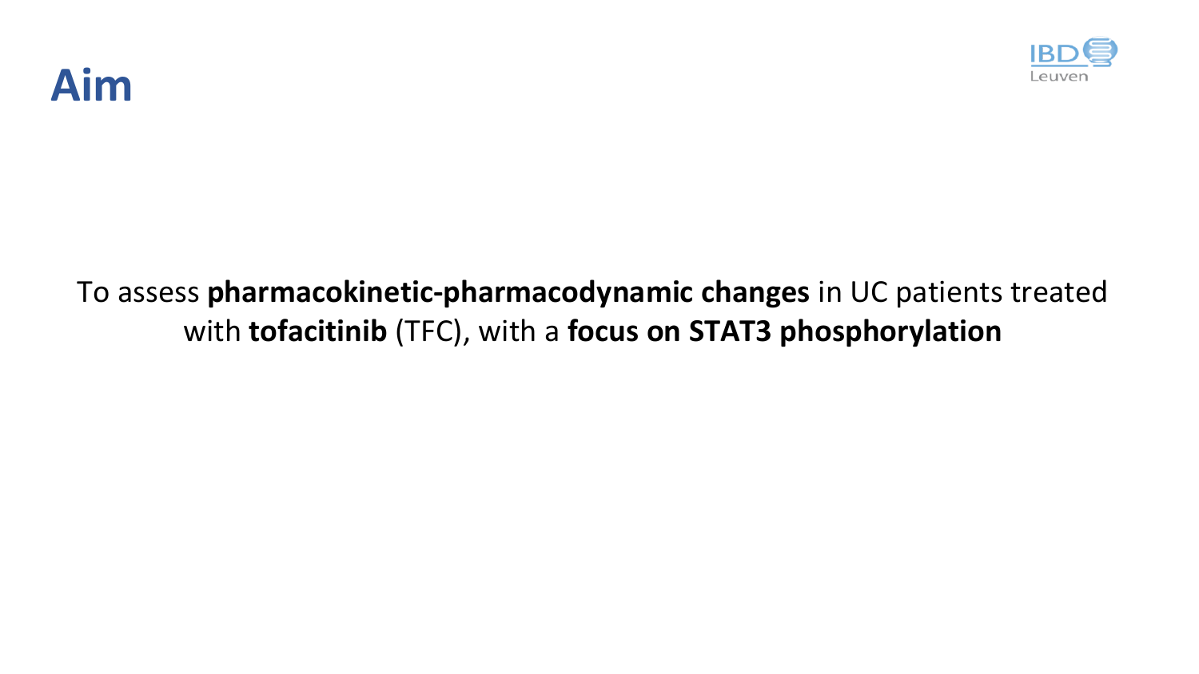# Aim

To assess **pharmacokinetic-pharmacodynamic changes** in UC patients treated with **tofacitinib** (TFC), with a **focus on STAT3 phosphorylation**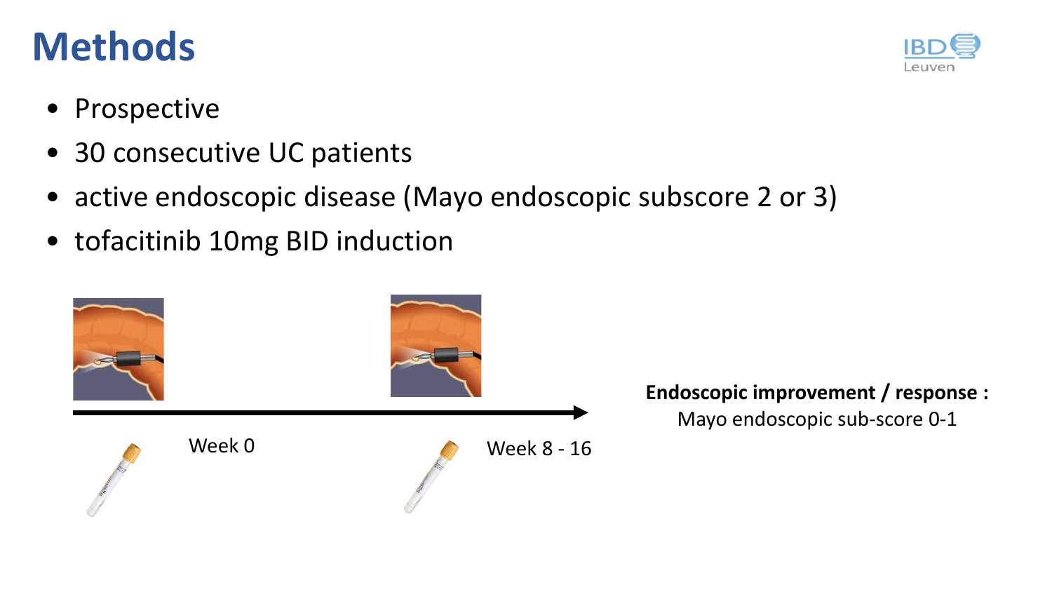# Methods

- Prospective
- 30 consecutive UC patients
- active endoscopic disease (Mayo endoscopic subscore 2 or 3)
- tofacitinib 10mg BID induction

Week 0

Week 8 - 16

**Endoscopic improvement / response :**

Mayo endoscopic sub-score 0-1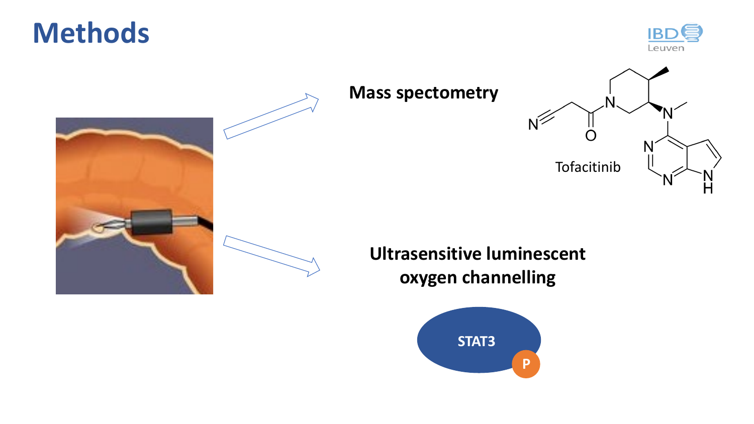# Methods

Mass spectometry

Tofacitinib

Ultrasensitive luminescent oxygen channelling

STAT3

P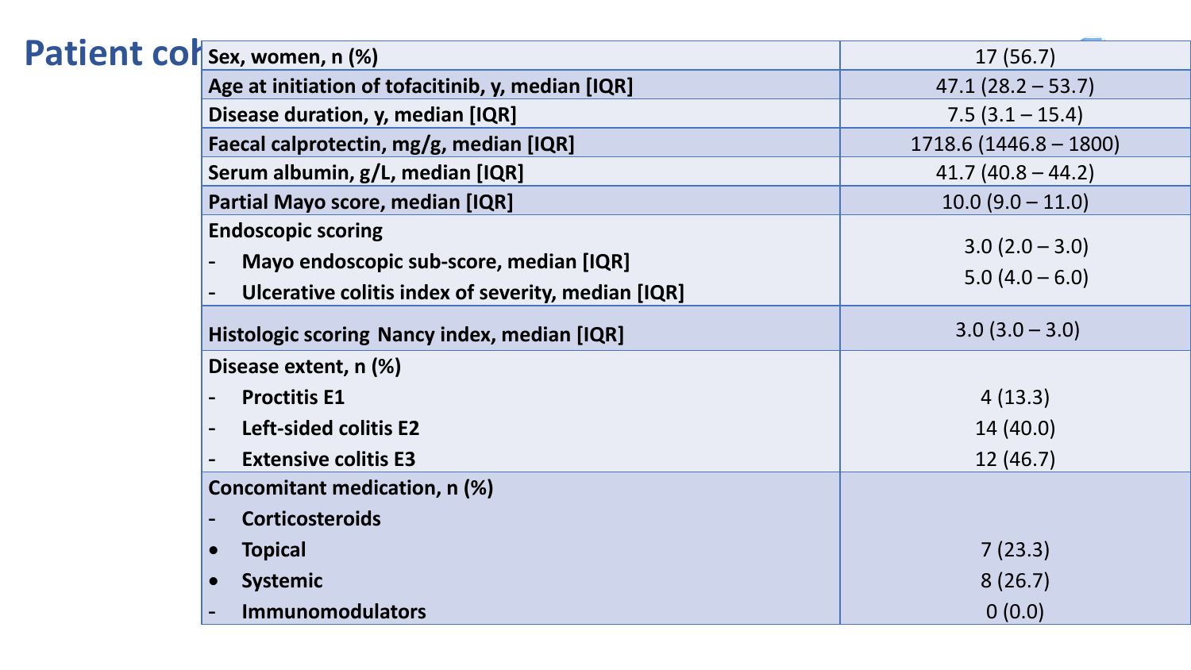# Patient col

| Characteristic | Value |
|---|---|
| **Sex, women, n (%)** | 17 (56.7) |
| **Age at initiation of tofacitinib, y, median [IQR]** | 47.1 (28.2 – 53.7) |
| **Disease duration, y, median [IQR]** | 7.5 (3.1 – 15.4) |
| **Faecal calprotectin, mg/g, median [IQR]** | 1718.6 (1446.8 – 1800) |
| **Serum albumin, g/L, median [IQR]** | 41.7 (40.8 – 44.2) |
| **Partial Mayo score, median [IQR]** | 10.0 (9.0 – 11.0) |
| **Endoscopic scoring** | |
| - **Mayo endoscopic sub-score, median [IQR]** | 3.0 (2.0 – 3.0) |
| - **Ulcerative colitis index of severity, median [IQR]** | 5.0 (4.0 – 6.0) |
| **Histologic scoring Nancy index, median [IQR]** | 3.0 (3.0 – 3.0) |
| **Disease extent, n (%)** | |
| - **Proctitis E1** | 4 (13.3) |
| - **Left-sided colitis E2** | 14 (40.0) |
| - **Extensive colitis E3** | 12 (46.7) |
| **Concomitant medication, n (%)** | |
| - **Corticosteroids** | |
| • **Topical** | 7 (23.3) |
| • **Systemic** | 8 (26.7) |
| - **Immunomodulators** | 0 (0.0) |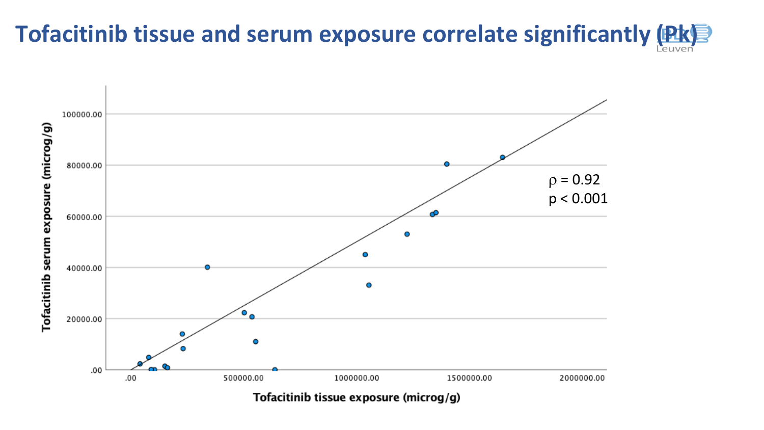# Tofacitinib tissue and serum exposure correlate significantly (Pk)

Tofacitinib serum exposure (microg/g)

100000.00
80000.00
60000.00
40000.00
20000.00
.00

.00 500000.00 1000000.00 1500000.00 2000000.00

Tofacitinib tissue exposure (microg/g)

$\rho = 0.92$
$p < 0.001$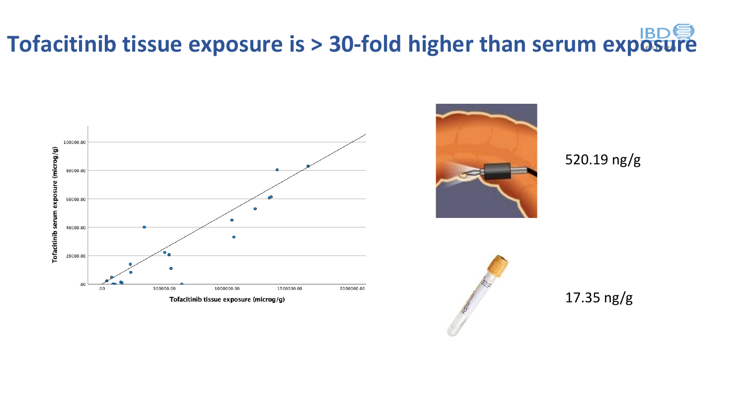# Tofacitinib tissue exposure is > 30-fold higher than serum exposure

Tofacitinib serum exposure (microg/g)

100000.00

80000.00

60000.00

40000.00

20000.00

.00

.00 500000.00 1000000.00 1500000.00 2000000.00

Tofacitinib tissue exposure (microg/g)

520.19 ng/g

17.35 ng/g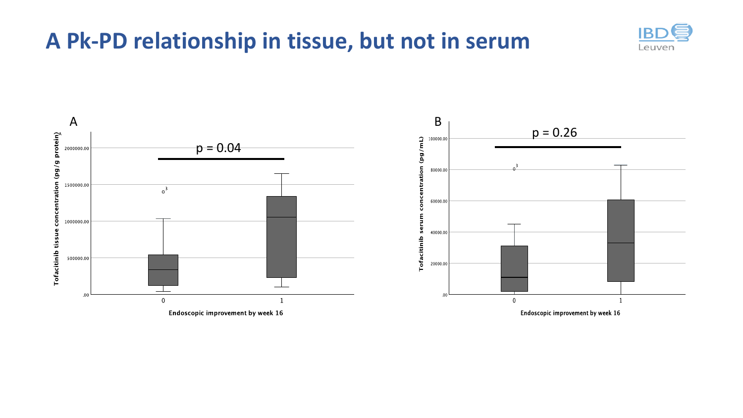# A Pk-PD relationship in tissue, but not in serum

A

p = 0.04

Tofacitinib tissue concentration (pg/g protein)

Endoscopic improvement by week 16

B

p = 0.26

Tofacitinib serum concentration (pg/mL)

Endoscopic improvement by week 16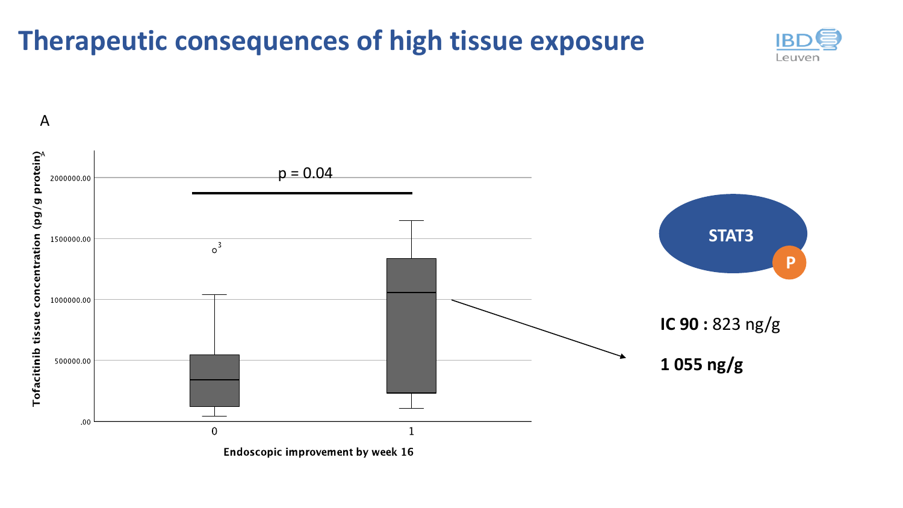# Therapeutic consequences of high tissue exposure

A

Tofacitinib tissue concentration (pg/g protein)

p = 0.04

Endoscopic improvement by week 16

STAT3

P

**IC 90 :** 823 ng/g

**1 055 ng/g**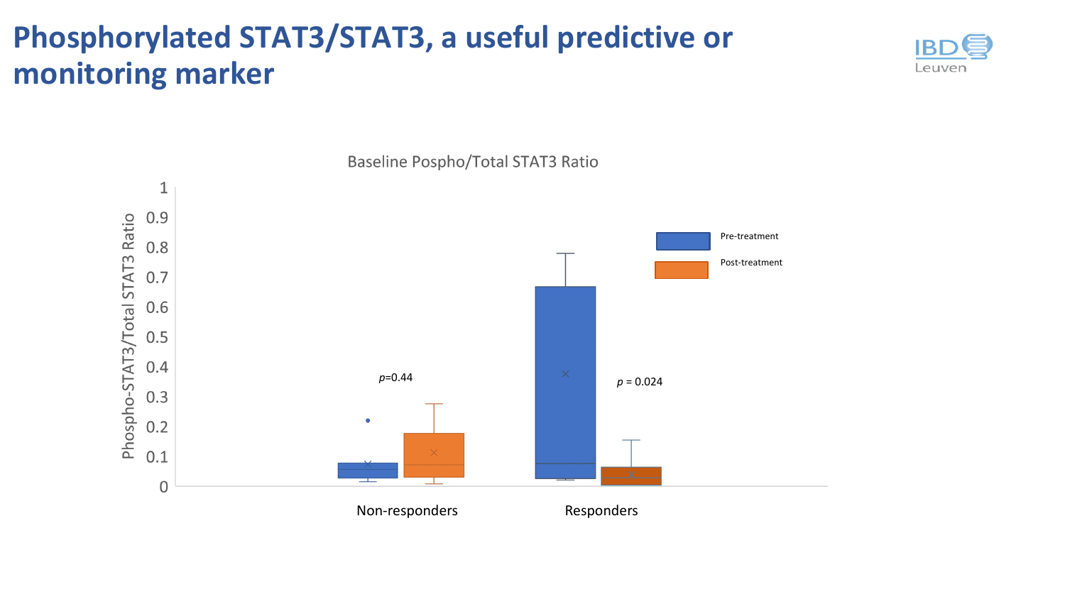# Phosphorylated STAT3/STAT3, a useful predictive or monitoring marker

Baseline Pospho/Total STAT3 Ratio

Phospho-STAT3/Total STAT3 Ratio

Pre-treatment

Post-treatment

*p*=0.44

*p* = 0.024

Non-responders

Responders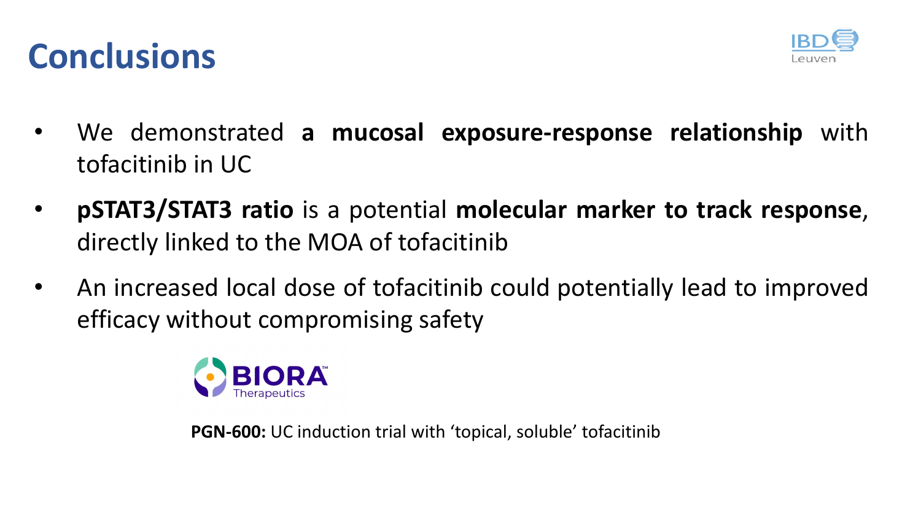# Conclusions

- We demonstrated **a mucosal exposure-response relationship** with tofacitinib in UC
- **pSTAT3/STAT3 ratio** is a potential **molecular marker to track response**, directly linked to the MOA of tofacitinib
- An increased local dose of tofacitinib could potentially lead to improved efficacy without compromising safety

BIORA Therapeutics

**PGN-600:** UC induction trial with 'topical, soluble' tofacitinib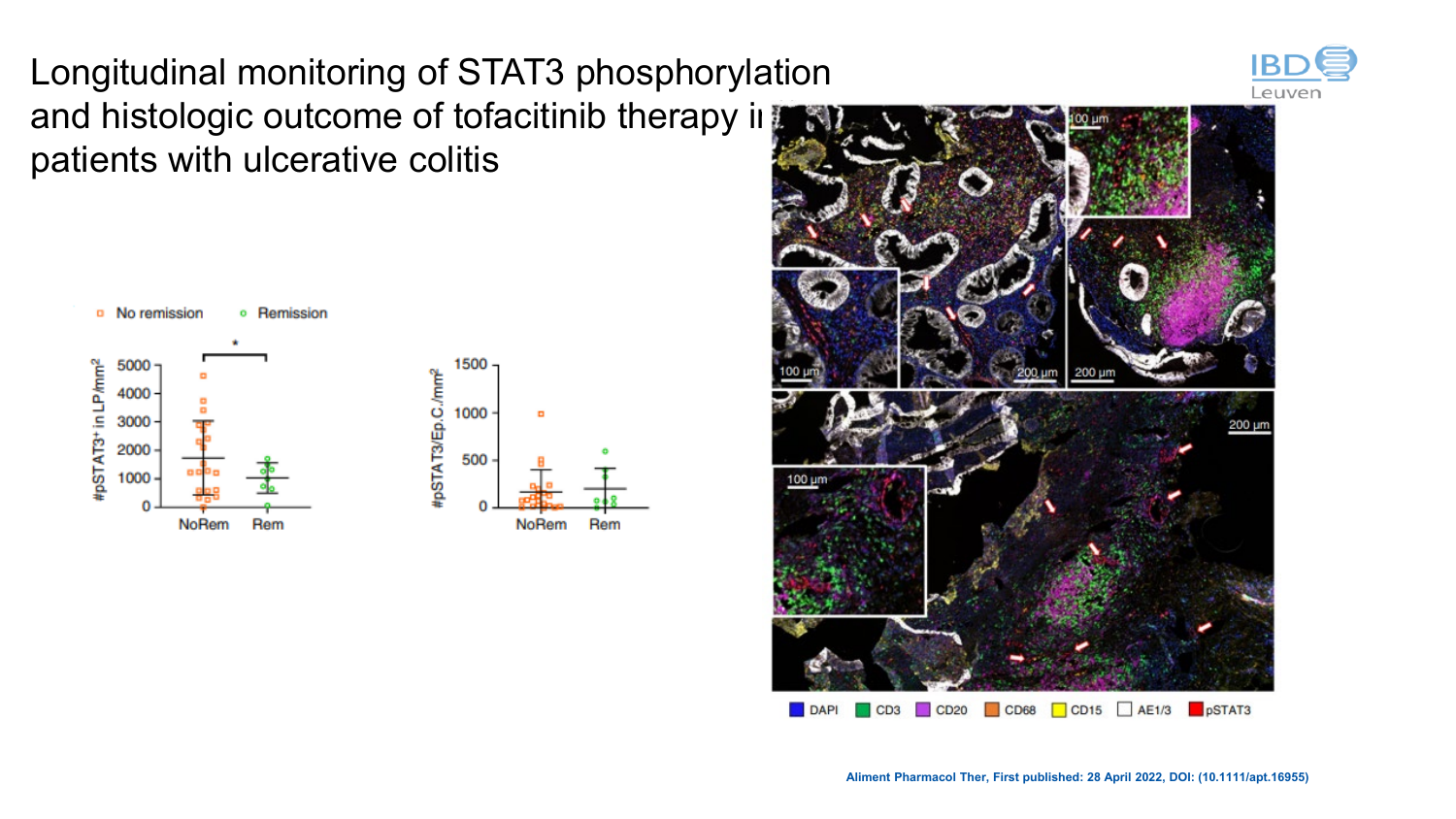# Longitudinal monitoring of STAT3 phosphorylation and histologic outcome of tofacitinib therapy in patients with ulcerative colitis

No remission
Remission

*

5000
4000
3000
2000
1000
0

#pSTAT3+ in LP/mm²

NoRem
Rem

1500
1000
500
0

#pSTA T3/Ep.C./mm²

NoRem
Rem

100 µm
100 µm
200 µm
200 µm
200 µm
100 µm

DAPI
CD3
CD20
CD68
CD15
AE1/3
pSTAT3

Aliment Pharmacol Ther, First published: 28 April 2022, DOI: (10.1111/apt.16955)